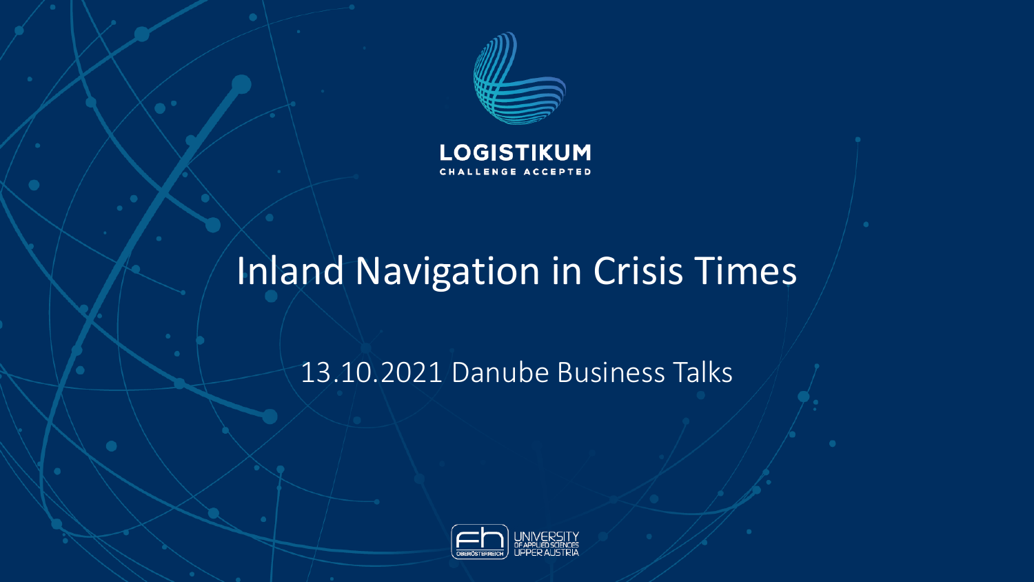LOGISTIKUM

CHALLENGE ACCEPTED

# Inland Navigation in Crisis Times

13.10.2021 Danube Business Talks

UNIVERSITY OF APPLIED SCIENCES UPPER AUSTRIA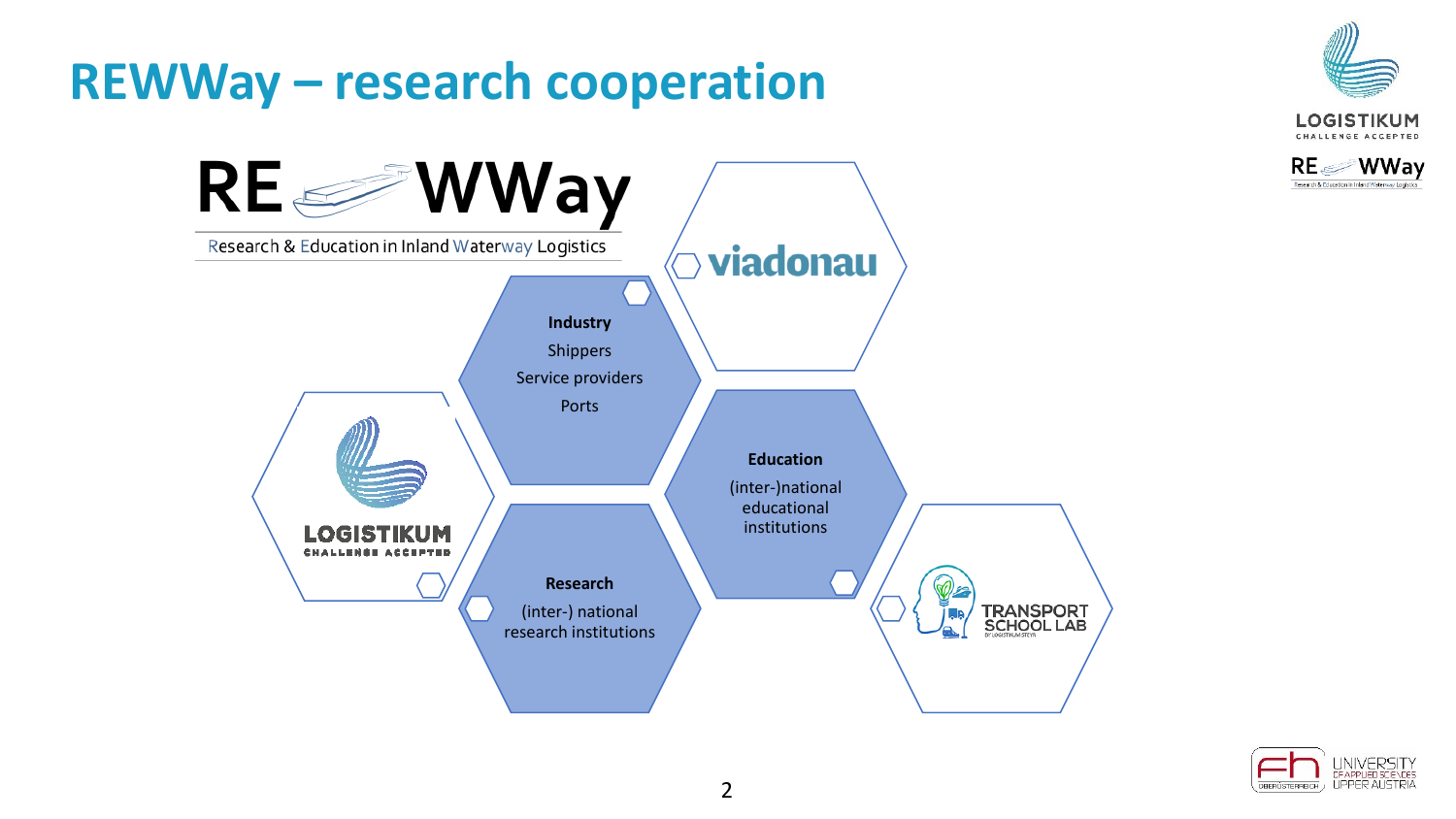# REWWay – research cooperation

REWWay

Research & Education in Inland Waterway Logistics

viadonau

**Industry**

Shippers

Service providers

Ports

LOGISTIKUM

CHALLENGE ACCEPTED

**Education**

(inter-)national educational institutions

**Research**

(inter-) national research institutions

TRANSPORT SCHOOL LAB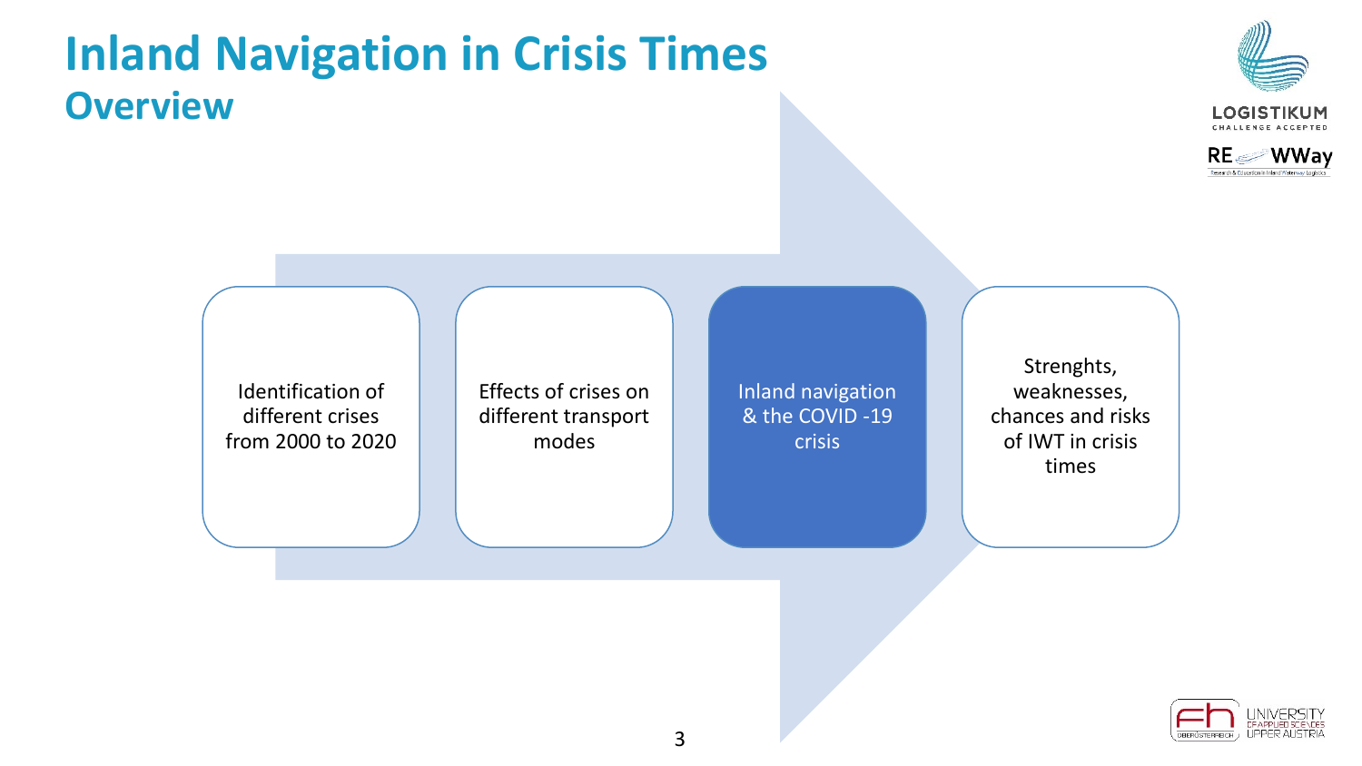# Inland Navigation in Crisis Times

## Overview

- Identification of different crises from 2000 to 2020
- Effects of crises on different transport modes
- Inland navigation & the COVID -19 crisis
- Strenghts, weaknesses, chances and risks of IWT in crisis times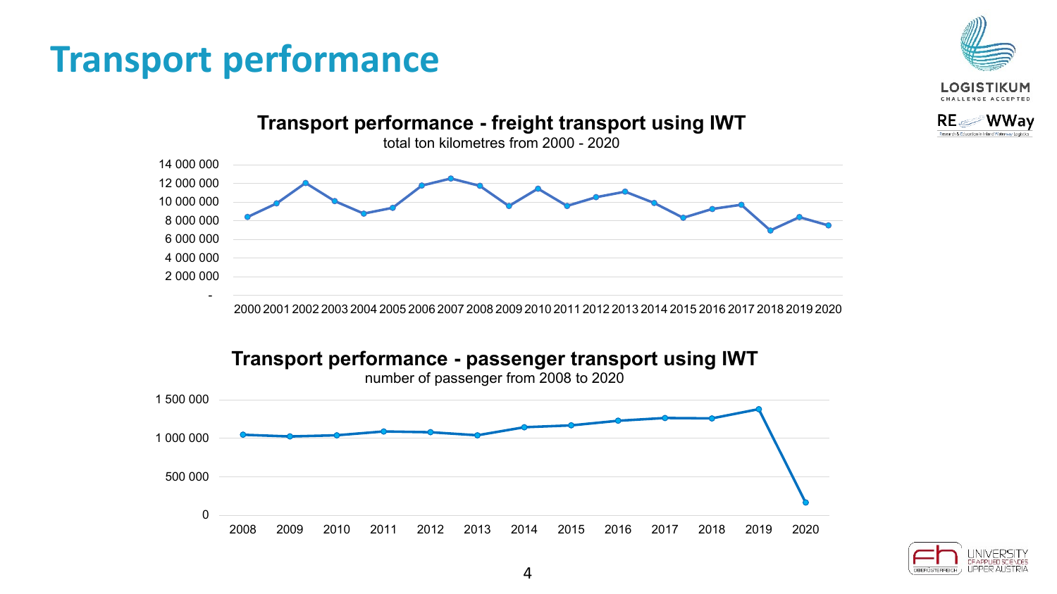# Transport performance

**Transport performance - freight transport using IWT**

total ton kilometres from 2000 - 2020

14 000 000
12 000 000
10 000 000
8 000 000
6 000 000
4 000 000
2 000 000
-

2000 2001 2002 2003 2004 2005 2006 2007 2008 2009 2010 2011 2012 2013 2014 2015 2016 2017 2018 2019 2020

**Transport performance - passenger transport using IWT**

number of passenger from 2008 to 2020

1 500 000
1 000 000
500 000
0

2008 2009 2010 2011 2012 2013 2014 2015 2016 2017 2018 2019 2020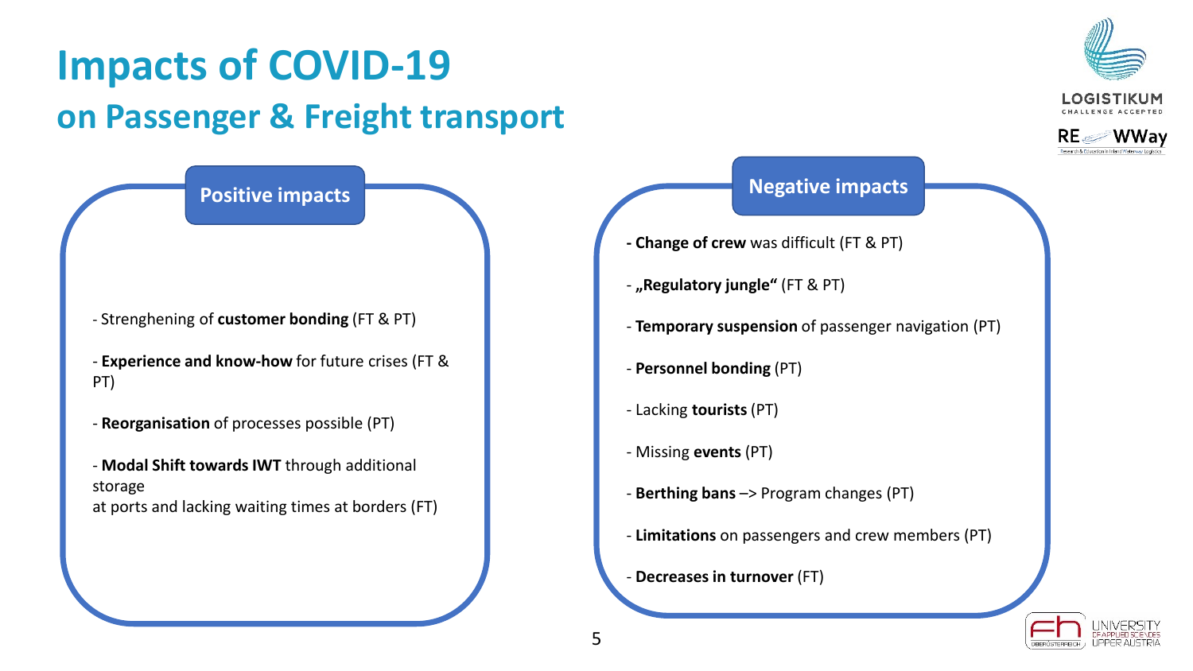# Impacts of COVID-19

## on Passenger & Freight transport

### Positive impacts

- Strenghening of **customer bonding** (FT & PT)
- **Experience and know-how** for future crises (FT & PT)
- **Reorganisation** of processes possible (PT)
- **Modal Shift towards IWT** through additional storage at ports and lacking waiting times at borders (FT)

### Negative impacts

- **Change of crew** was difficult (FT & PT)
- **„Regulatory jungle“** (FT & PT)
- **Temporary suspension** of passenger navigation (PT)
- **Personnel bonding** (PT)
- Lacking **tourists** (PT)
- Missing **events** (PT)
- **Berthing bans** –> Program changes (PT)
- **Limitations** on passengers and crew members (PT)
- **Decreases in turnover** (FT)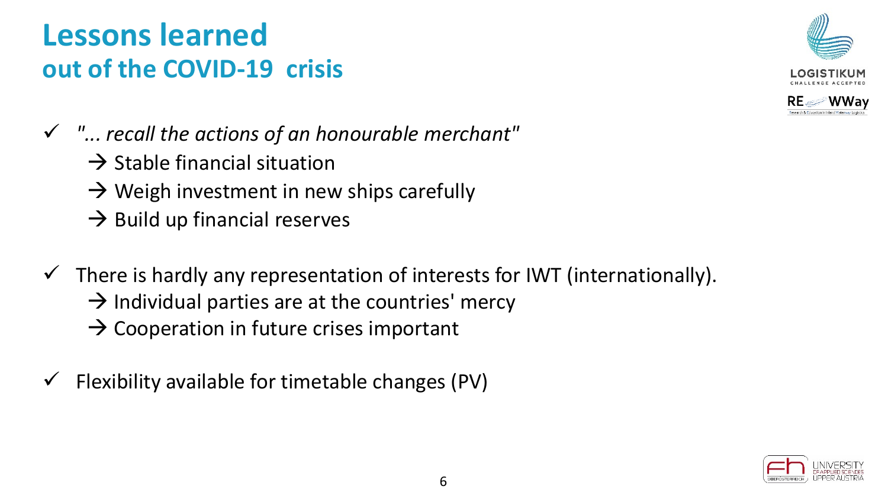# Lessons learned
## out of the COVID-19 crisis

- ✓ *"... recall the actions of an honourable merchant"*
  - → Stable financial situation
  - → Weigh investment in new ships carefully
  - → Build up financial reserves

- ✓ There is hardly any representation of interests for IWT (internationally).
  - → Individual parties are at the countries' mercy
  - → Cooperation in future crises important

- ✓ Flexibility available for timetable changes (PV)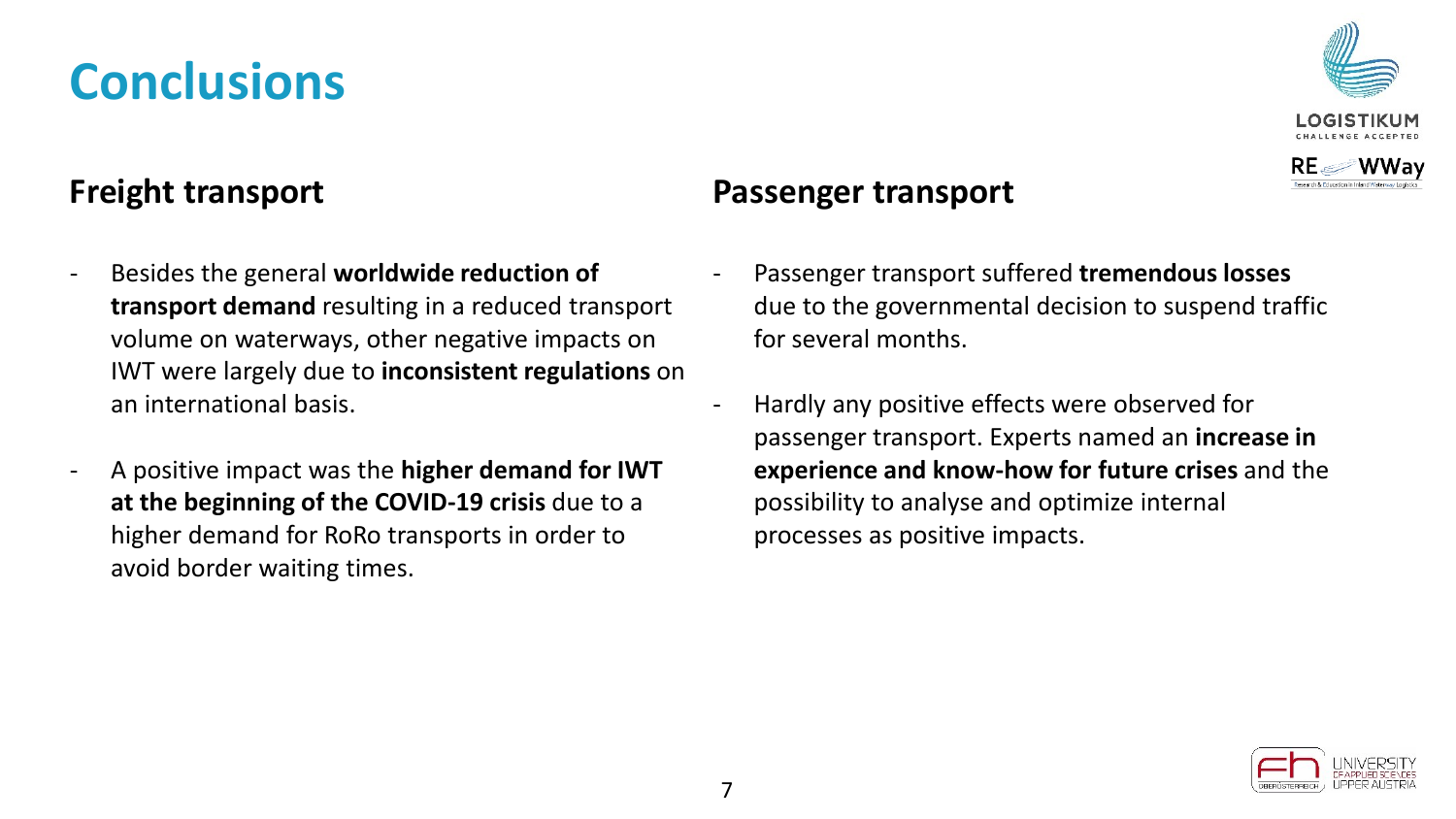# Conclusions

## Freight transport

- Besides the general **worldwide reduction of transport demand** resulting in a reduced transport volume on waterways, other negative impacts on IWT were largely due to **inconsistent regulations** on an international basis.
- A positive impact was the **higher demand for IWT at the beginning of the COVID-19 crisis** due to a higher demand for RoRo transports in order to avoid border waiting times.

## Passenger transport

- Passenger transport suffered **tremendous losses** due to the governmental decision to suspend traffic for several months.
- Hardly any positive effects were observed for passenger transport. Experts named an **increase in experience and know-how for future crises** and the possibility to analyse and optimize internal processes as positive impacts.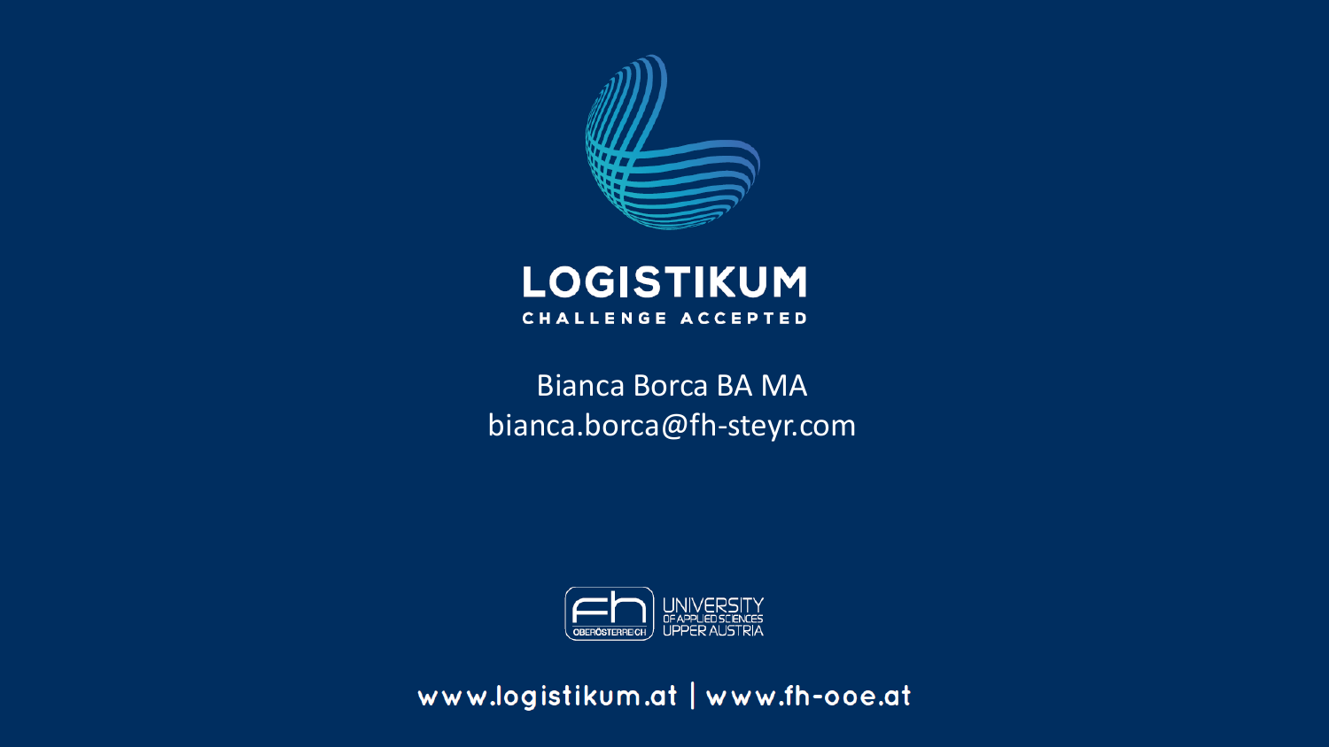# LOGISTIKUM

CHALLENGE ACCEPTED

Bianca Borca BA MA
bianca.borca@fh-steyr.com

FH OBERÖSTERREICH UNIVERSITY OF APPLIED SCIENCES UPPER AUSTRIA

www.logistikum.at | www.fh-ooe.at